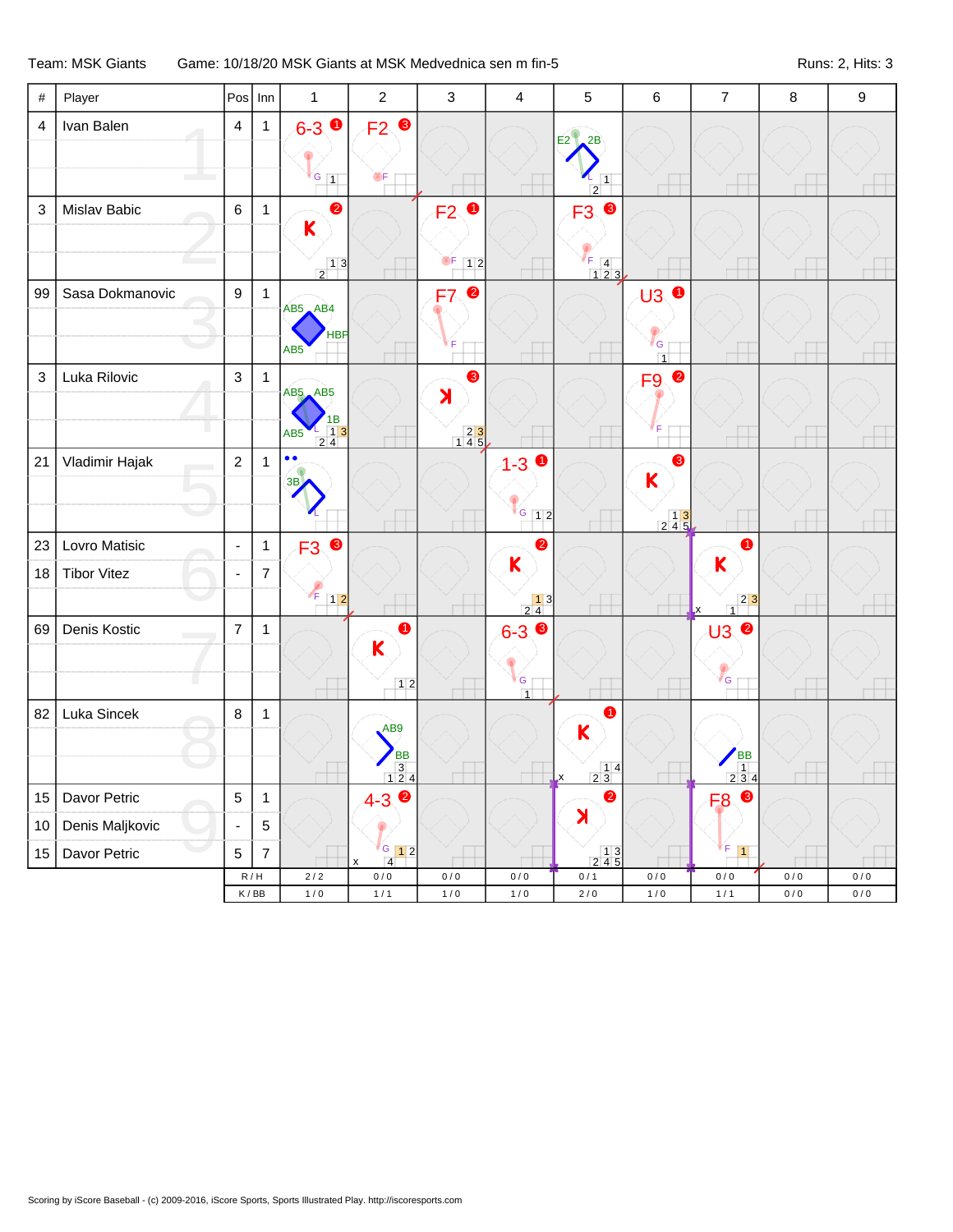Team: MSK Giants　　Game: 10/18/20 MSK Giants at MSK Medvednica sen m fin-5　　Runs: 2, Hits: 3

| # | Player | Pos | Inn | 1 | 2 | 3 | 4 | 5 | 6 | 7 | 8 | 9 |
|---|---|---|---|---|---|---|---|---|---|---|---|---|
| 4 | Ivan Balen | 4 | 1 | 6-3 ❶ G 1 | F2 ❸ F | | | E2 2B L 1 2 | | | | |
| 3 | Mislav Babic | 6 | 1 | ❷ K 1 3 2 | | F2 ❶ F 1 2 | | F3 ❸ F 4 1 2 3 | | | | |
| 99 | Sasa Dokmanovic | 9 | 1 | AB5 AB4 HBP AB5 | | F7 ❷ F | | | U3 ❶ G 1 | | | |
| 3 | Luka Rilovic | 3 | 1 | AB5 AB5 1B AB5 L 1 3 2 4 | | ❸ ꓘ 2 3 1 4 5 | | | F9 ❷ F | | | |
| 21 | Vladimir Hajak | 2 | 1 | •• 3B L | | | 1-3 ❶ G 1 2 | | ❸ K 1 3 2 4 5 | | | |
| 23 | Lovro Matisic | - | 1 | F3 ❸ F 1 2 | | | ❷ K 1 3 2 4 | | | ❶ K x 2 3 1 | | |
| 18 | Tibor Vitez | - | 7 | | | | | | | | | |
| 69 | Denis Kostic | 7 | 1 | | ❶ K 1 2 | | 6-3 ❸ G 1 | | | U3 ❷ G | | |
| 82 | Luka Sincek | 8 | 1 | | AB9 BB 3 1 2 4 | | | ❶ K x 1 4 2 3 | | BB 1 2 3 4 | | |
| 15 | Davor Petric | 5 | 1 | | 4-3 ❷ G 1 2 x 4 | | | ❷ ꓘ 1 3 2 4 5 | | F8 ❸ F 1 | | |
| 10 | Denis Maljkovic | - | 5 | | | | | | | | | |
| 15 | Davor Petric | 5 | 7 | | | | | | | | | |
| | | R/H | | 2 / 2 | 0 / 0 | 0 / 0 | 0 / 0 | 0 / 1 | 0 / 0 | 0 / 0 | 0 / 0 | 0 / 0 |
| | | K/BB | | 1 / 0 | 1 / 1 | 1 / 0 | 1 / 0 | 2 / 0 | 1 / 0 | 1 / 1 | 0 / 0 | 0 / 0 |

Scoring by iScore Baseball - (c) 2009-2016, iScore Sports, Sports Illustrated Play. http://iscoresports.com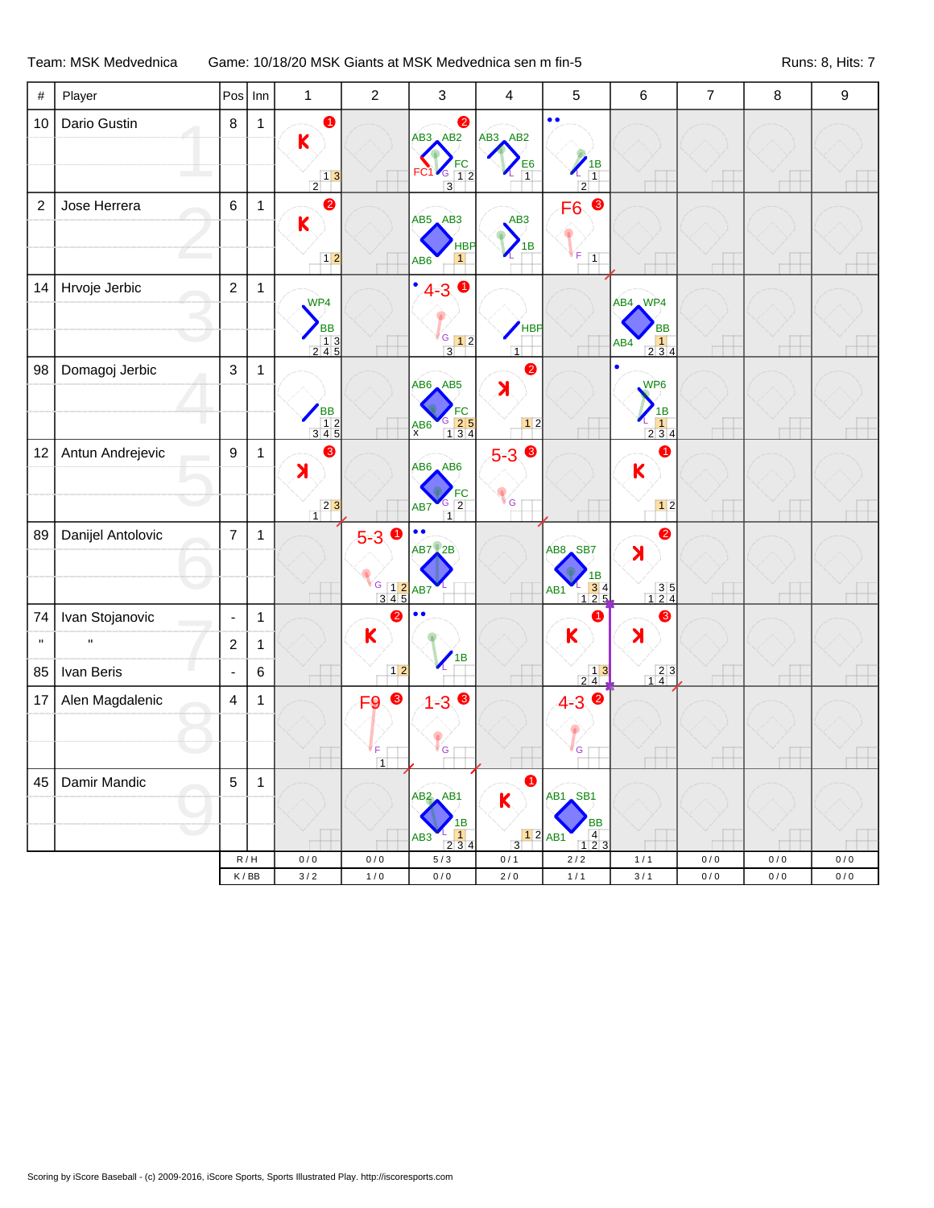Team: MSK Medvednica | Game: 10/18/20 MSK Giants at MSK Medvednica sen m fin-5 | Runs: 8, Hits: 7

| # | Player | Pos | Inn | 1 | 2 | 3 | 4 | 5 | 6 | 7 | 8 | 9 |
|---|---|---|---|---|---|---|---|---|---|---|---|---|
| 10 | Dario Gustin | 8 | 1 | K ❶ |  | AB3 AB2 FC1 FC ❷ | AB3 AB2 E6 | 1B |  |  |  |  |
| 2 | Jose Herrera | 6 | 1 | K ❷ |  | AB5 AB3 HBP AB6 | AB3 1B | F6 ❸ |  |  |  |  |
| 14 | Hrvoje Jerbic | 2 | 1 | WP4 BB |  | 4-3 ❶ | HBP |  | AB4 WP4 BB AB4 |  |  |  |
| 98 | Domagoj Jerbic | 3 | 1 | BB |  | AB6 AB5 FC AB6 | K ❷ |  | WP6 1B |  |  |  |
| 12 | Antun Andrejevic | 9 | 1 | K ❸ |  | AB6 AB6 FC AB7 | 5-3 ❸ |  | K ❶ |  |  |  |
| 89 | Danijel Antolovic | 7 | 1 |  | 5-3 ❶ | AB7 2B AB7 |  | AB8 SB7 1B AB1 | K ❷ |  |  |  |
| 74 | Ivan Stojanovic | - | 1 |  | K ❷ | 1B |  | K ❶ | K ❸ |  |  |  |
| " | " | 2 | 1 |  |  |  |  |  |  |  |  |  |
| 85 | Ivan Beris | - | 6 |  |  |  |  |  |  |  |  |  |
| 17 | Alen Magdalenic | 4 | 1 |  | F9 ❸ | 1-3 ❸ |  | 4-3 ❷ |  |  |  |  |
| 45 | Damir Mandic | 5 | 1 |  |  | AB2 AB1 1B AB3 | K ❶ | AB1 SB1 BB AB1 |  |  |  |  |
|  |  | R / H |  | 0 / 0 | 0 / 0 | 5 / 3 | 0 / 1 | 2 / 2 | 1 / 1 | 0 / 0 | 0 / 0 | 0 / 0 |
|  |  | K / BB |  | 3 / 2 | 1 / 0 | 0 / 0 | 2 / 0 | 1 / 1 | 3 / 1 | 0 / 0 | 0 / 0 | 0 / 0 |

Scoring by iScore Baseball - (c) 2009-2016, iScore Sports, Sports Illustrated Play. http://iscoresports.com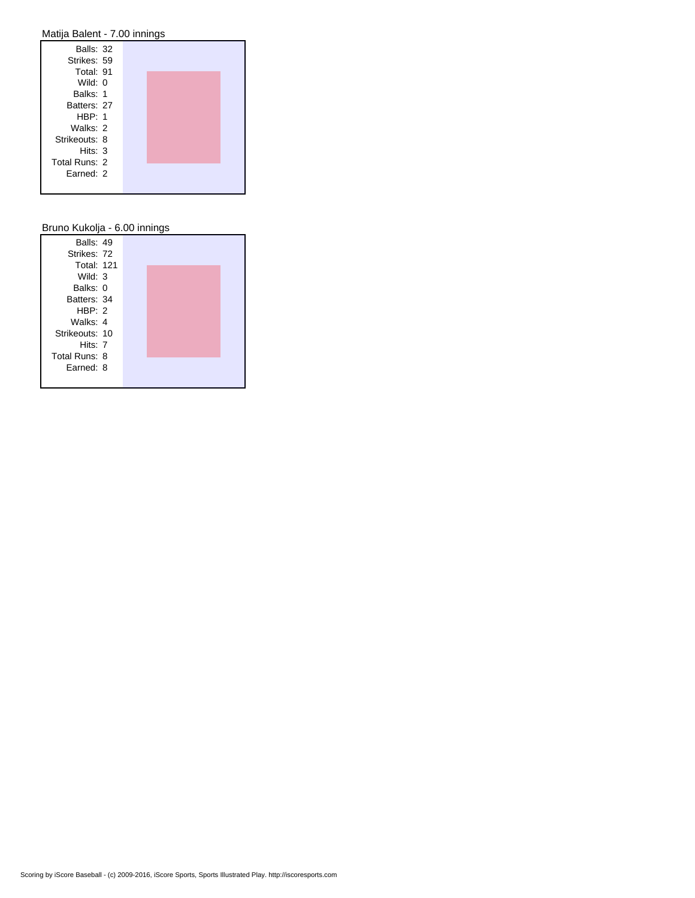Matija Balent - 7.00 innings

Balls: 32
Strikes: 59
Total: 91
Wild: 0
Balks: 1
Batters: 27
HBP: 1
Walks: 2
Strikeouts: 8
Hits: 3
Total Runs: 2
Earned: 2

Bruno Kukolja - 6.00 innings

Balls: 49
Strikes: 72
Total: 121
Wild: 3
Balks: 0
Batters: 34
HBP: 2
Walks: 4
Strikeouts: 10
Hits: 7
Total Runs: 8
Earned: 8

Scoring by iScore Baseball - (c) 2009-2016, iScore Sports, Sports Illustrated Play. http://iscoresports.com